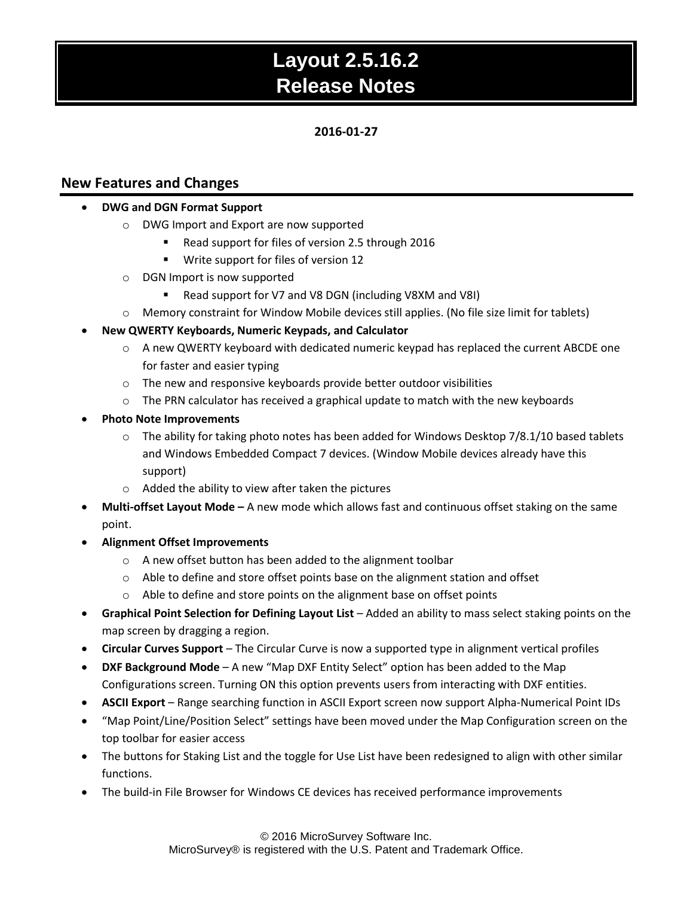# Layout 2.5.16.2
# Release Notes

**2016-01-27**

## New Features and Changes

- **DWG and DGN Format Support**
  - DWG Import and Export are now supported
    - Read support for files of version 2.5 through 2016
    - Write support for files of version 12
  - DGN Import is now supported
    - Read support for V7 and V8 DGN (including V8XM and V8I)
  - Memory constraint for Window Mobile devices still applies. (No file size limit for tablets)
- **New QWERTY Keyboards, Numeric Keypads, and Calculator**
  - A new QWERTY keyboard with dedicated numeric keypad has replaced the current ABCDE one for faster and easier typing
  - The new and responsive keyboards provide better outdoor visibilities
  - The PRN calculator has received a graphical update to match with the new keyboards
- **Photo Note Improvements**
  - The ability for taking photo notes has been added for Windows Desktop 7/8.1/10 based tablets and Windows Embedded Compact 7 devices. (Window Mobile devices already have this support)
  - Added the ability to view after taken the pictures
- **Multi-offset Layout Mode –** A new mode which allows fast and continuous offset staking on the same point.
- **Alignment Offset Improvements**
  - A new offset button has been added to the alignment toolbar
  - Able to define and store offset points base on the alignment station and offset
  - Able to define and store points on the alignment base on offset points
- **Graphical Point Selection for Defining Layout List** – Added an ability to mass select staking points on the map screen by dragging a region.
- **Circular Curves Support** – The Circular Curve is now a supported type in alignment vertical profiles
- **DXF Background Mode** – A new "Map DXF Entity Select" option has been added to the Map Configurations screen. Turning ON this option prevents users from interacting with DXF entities.
- **ASCII Export** – Range searching function in ASCII Export screen now support Alpha-Numerical Point IDs
- "Map Point/Line/Position Select" settings have been moved under the Map Configuration screen on the top toolbar for easier access
- The buttons for Staking List and the toggle for Use List have been redesigned to align with other similar functions.
- The build-in File Browser for Windows CE devices has received performance improvements

© 2016 MicroSurvey Software Inc.
MicroSurvey® is registered with the U.S. Patent and Trademark Office.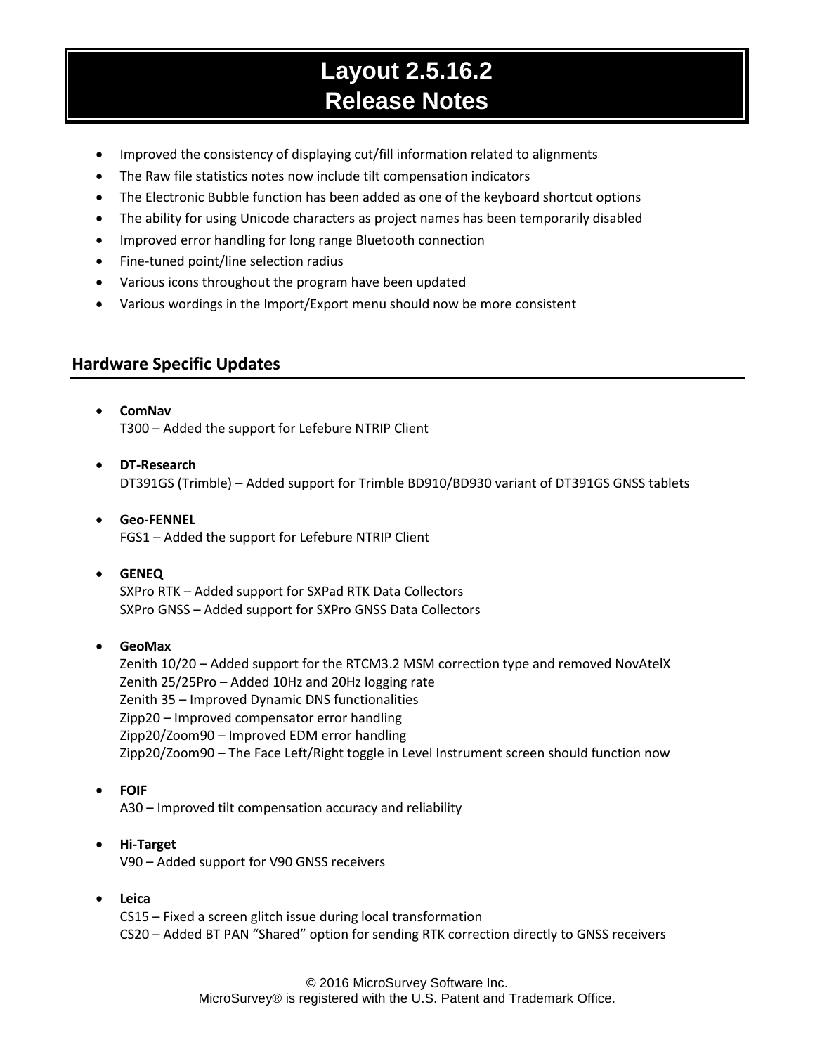# Layout 2.5.16.2
# Release Notes

- Improved the consistency of displaying cut/fill information related to alignments
- The Raw file statistics notes now include tilt compensation indicators
- The Electronic Bubble function has been added as one of the keyboard shortcut options
- The ability for using Unicode characters as project names has been temporarily disabled
- Improved error handling for long range Bluetooth connection
- Fine-tuned point/line selection radius
- Various icons throughout the program have been updated
- Various wordings in the Import/Export menu should now be more consistent

## Hardware Specific Updates

- **ComNav**
  T300 – Added the support for Lefebure NTRIP Client

- **DT-Research**
  DT391GS (Trimble) – Added support for Trimble BD910/BD930 variant of DT391GS GNSS tablets

- **Geo-FENNEL**
  FGS1 – Added the support for Lefebure NTRIP Client

- **GENEQ**
  SXPro RTK – Added support for SXPad RTK Data Collectors
  SXPro GNSS – Added support for SXPro GNSS Data Collectors

- **GeoMax**
  Zenith 10/20 – Added support for the RTCM3.2 MSM correction type and removed NovAtelX
  Zenith 25/25Pro – Added 10Hz and 20Hz logging rate
  Zenith 35 – Improved Dynamic DNS functionalities
  Zipp20 – Improved compensator error handling
  Zipp20/Zoom90 – Improved EDM error handling
  Zipp20/Zoom90 – The Face Left/Right toggle in Level Instrument screen should function now

- **FOIF**
  A30 – Improved tilt compensation accuracy and reliability

- **Hi-Target**
  V90 – Added support for V90 GNSS receivers

- **Leica**
  CS15 – Fixed a screen glitch issue during local transformation
  CS20 – Added BT PAN "Shared" option for sending RTK correction directly to GNSS receivers

© 2016 MicroSurvey Software Inc.
MicroSurvey® is registered with the U.S. Patent and Trademark Office.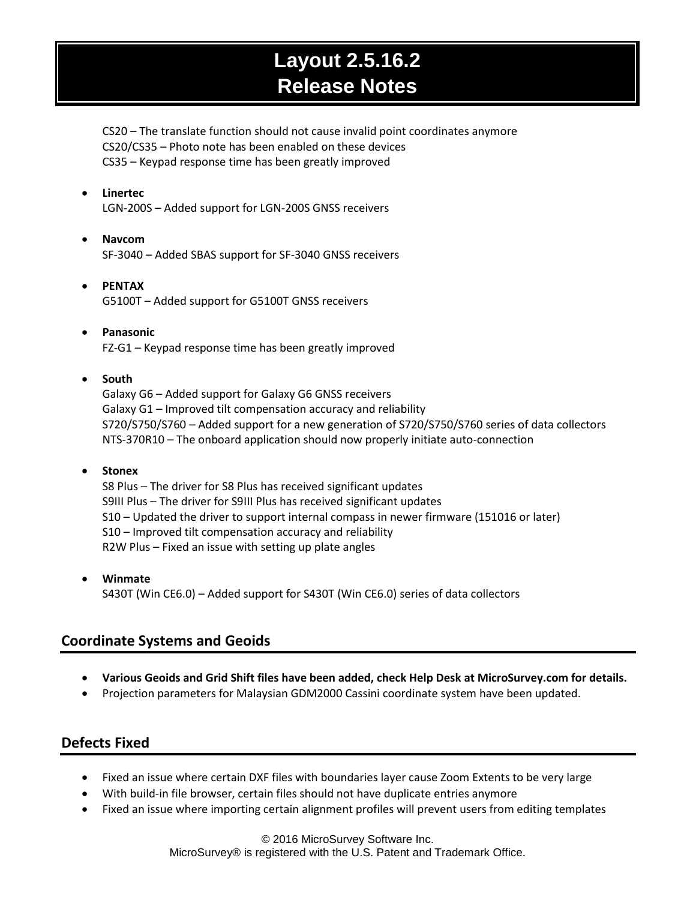CS20 – The translate function should not cause invalid point coordinates anymore
CS20/CS35 – Photo note has been enabled on these devices
CS35 – Keypad response time has been greatly improved

- **Linertec**
  LGN-200S – Added support for LGN-200S GNSS receivers

- **Navcom**
  SF-3040 – Added SBAS support for SF-3040 GNSS receivers

- **PENTAX**
  G5100T – Added support for G5100T GNSS receivers

- **Panasonic**
  FZ-G1 – Keypad response time has been greatly improved

- **South**
  Galaxy G6 – Added support for Galaxy G6 GNSS receivers
  Galaxy G1 – Improved tilt compensation accuracy and reliability
  S720/S750/S760 – Added support for a new generation of S720/S750/S760 series of data collectors
  NTS-370R10 – The onboard application should now properly initiate auto-connection

- **Stonex**
  S8 Plus – The driver for S8 Plus has received significant updates
  S9III Plus – The driver for S9III Plus has received significant updates
  S10 – Updated the driver to support internal compass in newer firmware (151016 or later)
  S10 – Improved tilt compensation accuracy and reliability
  R2W Plus – Fixed an issue with setting up plate angles

- **Winmate**
  S430T (Win CE6.0) – Added support for S430T (Win CE6.0) series of data collectors

## Coordinate Systems and Geoids

- **Various Geoids and Grid Shift files have been added, check Help Desk at MicroSurvey.com for details.**
- Projection parameters for Malaysian GDM2000 Cassini coordinate system have been updated.

## Defects Fixed

- Fixed an issue where certain DXF files with boundaries layer cause Zoom Extents to be very large
- With build-in file browser, certain files should not have duplicate entries anymore
- Fixed an issue where importing certain alignment profiles will prevent users from editing templates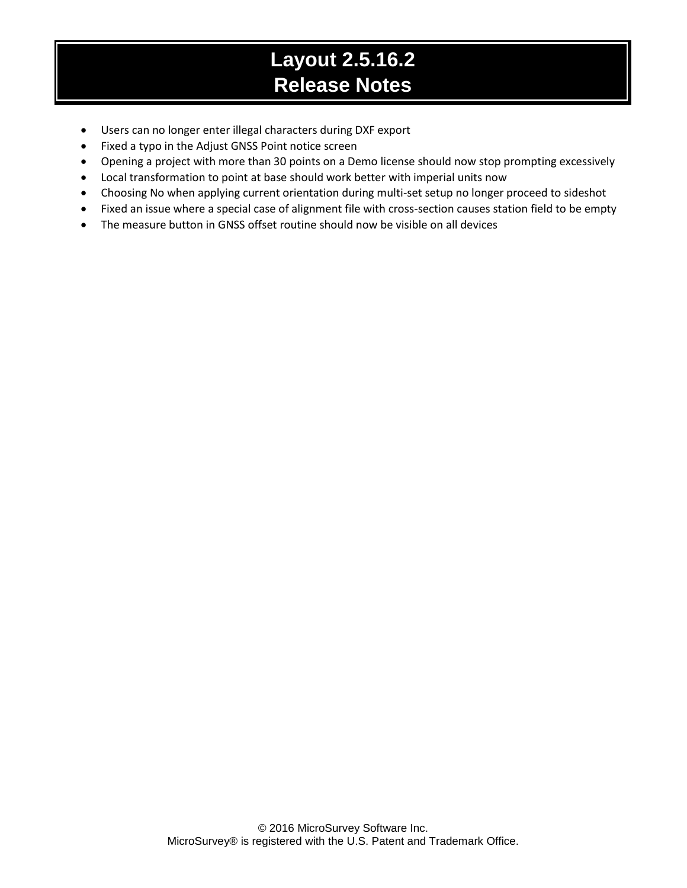# Layout 2.5.16.2
# Release Notes

- Users can no longer enter illegal characters during DXF export
- Fixed a typo in the Adjust GNSS Point notice screen
- Opening a project with more than 30 points on a Demo license should now stop prompting excessively
- Local transformation to point at base should work better with imperial units now
- Choosing No when applying current orientation during multi-set setup no longer proceed to sideshot
- Fixed an issue where a special case of alignment file with cross-section causes station field to be empty
- The measure button in GNSS offset routine should now be visible on all devices

© 2016 MicroSurvey Software Inc.
MicroSurvey® is registered with the U.S. Patent and Trademark Office.